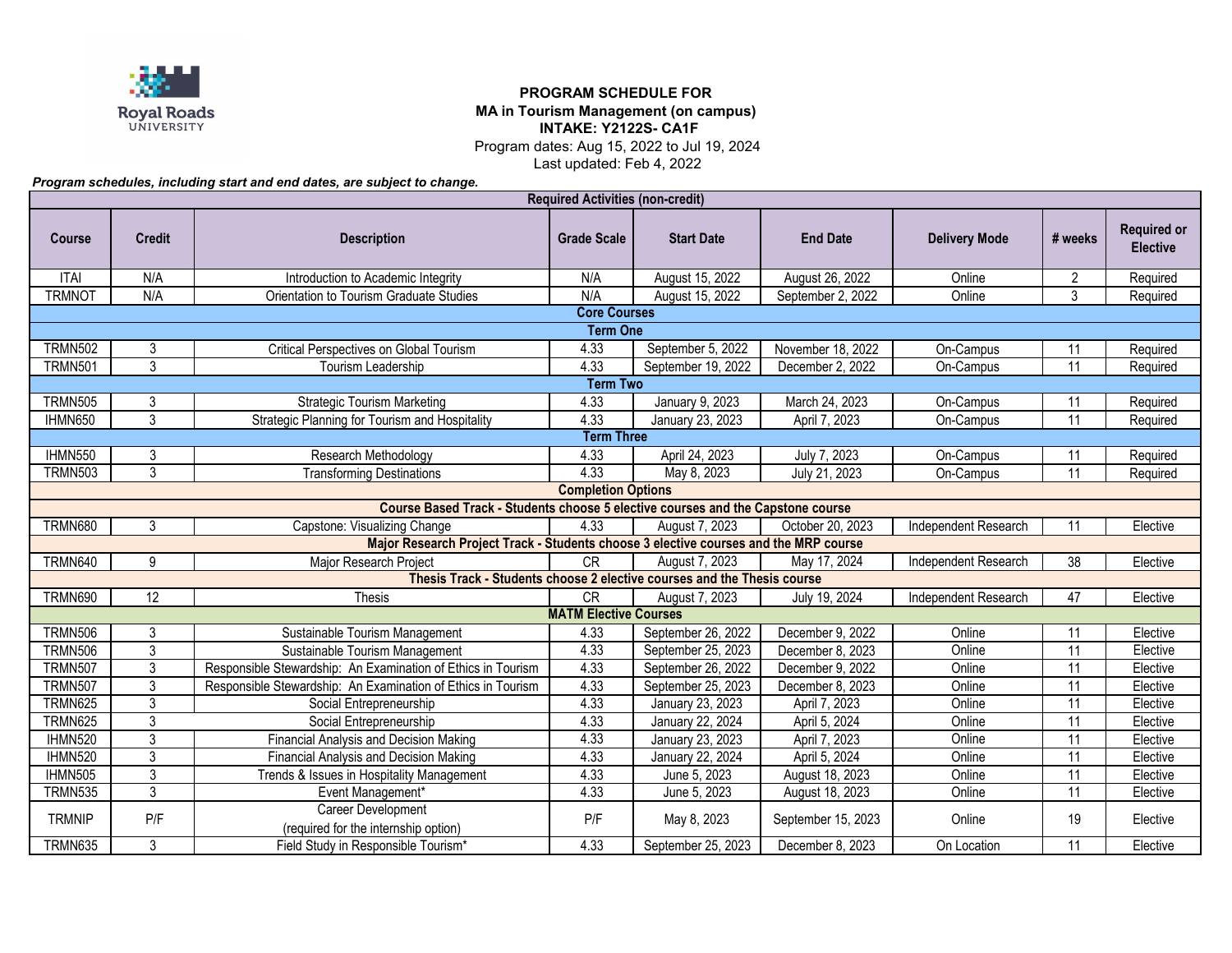Royal Roads University

# PROGRAM SCHEDULE FOR
## MA in Tourism Management (on campus)
## INTAKE: Y2122S- CA1F

Program dates: Aug 15, 2022 to Jul 19, 2024
Last updated: Feb 4, 2022

***Program schedules, including start and end dates, are subject to change.***

| Course | Credit | Description | Grade Scale | Start Date | End Date | Delivery Mode | # weeks | Required or Elective |
|---|---|---|---|---|---|---|---|---|
| **Required Activities (non-credit)** | | | | | | | | |
| ITAI | N/A | Introduction to Academic Integrity | N/A | August 15, 2022 | August 26, 2022 | Online | 2 | Required |
| TRMNOT | N/A | Orientation to Tourism Graduate Studies | N/A | August 15, 2022 | September 2, 2022 | Online | 3 | Required |
| **Core Courses** | | | | | | | | |
| **Term One** | | | | | | | | |
| TRMN502 | 3 | Critical Perspectives on Global Tourism | 4.33 | September 5, 2022 | November 18, 2022 | On-Campus | 11 | Required |
| TRMN501 | 3 | Tourism Leadership | 4.33 | September 19, 2022 | December 2, 2022 | On-Campus | 11 | Required |
| **Term Two** | | | | | | | | |
| TRMN505 | 3 | Strategic Tourism Marketing | 4.33 | January 9, 2023 | March 24, 2023 | On-Campus | 11 | Required |
| IHMN650 | 3 | Strategic Planning for Tourism and Hospitality | 4.33 | January 23, 2023 | April 7, 2023 | On-Campus | 11 | Required |
| **Term Three** | | | | | | | | |
| IHMN550 | 3 | Research Methodology | 4.33 | April 24, 2023 | July 7, 2023 | On-Campus | 11 | Required |
| TRMN503 | 3 | Transforming Destinations | 4.33 | May 8, 2023 | July 21, 2023 | On-Campus | 11 | Required |
| **Completion Options** | | | | | | | | |
| **Course Based Track - Students choose 5 elective courses and the Capstone course** | | | | | | | | |
| TRMN680 | 3 | Capstone: Visualizing Change | 4.33 | August 7, 2023 | October 20, 2023 | Independent Research | 11 | Elective |
| **Major Research Project Track - Students choose 3 elective courses and the MRP course** | | | | | | | | |
| TRMN640 | 9 | Major Research Project | CR | August 7, 2023 | May 17, 2024 | Independent Research | 38 | Elective |
| **Thesis Track - Students choose 2 elective courses and the Thesis course** | | | | | | | | |
| TRMN690 | 12 | Thesis | CR | August 7, 2023 | July 19, 2024 | Independent Research | 47 | Elective |
| **MATM Elective Courses** | | | | | | | | |
| TRMN506 | 3 | Sustainable Tourism Management | 4.33 | September 26, 2022 | December 9, 2022 | Online | 11 | Elective |
| TRMN506 | 3 | Sustainable Tourism Management | 4.33 | September 25, 2023 | December 8, 2023 | Online | 11 | Elective |
| TRMN507 | 3 | Responsible Stewardship: An Examination of Ethics in Tourism | 4.33 | September 26, 2022 | December 9, 2022 | Online | 11 | Elective |
| TRMN507 | 3 | Responsible Stewardship: An Examination of Ethics in Tourism | 4.33 | September 25, 2023 | December 8, 2023 | Online | 11 | Elective |
| TRMN625 | 3 | Social Entrepreneurship | 4.33 | January 23, 2023 | April 7, 2023 | Online | 11 | Elective |
| TRMN625 | 3 | Social Entrepreneurship | 4.33 | January 22, 2024 | April 5, 2024 | Online | 11 | Elective |
| IHMN520 | 3 | Financial Analysis and Decision Making | 4.33 | January 23, 2023 | April 7, 2023 | Online | 11 | Elective |
| IHMN520 | 3 | Financial Analysis and Decision Making | 4.33 | January 22, 2024 | April 5, 2024 | Online | 11 | Elective |
| IHMN505 | 3 | Trends & Issues in Hospitality Management | 4.33 | June 5, 2023 | August 18, 2023 | Online | 11 | Elective |
| TRMN535 | 3 | Event Management* | 4.33 | June 5, 2023 | August 18, 2023 | Online | 11 | Elective |
| TRMNIP | P/F | Career Development (required for the internship option) | P/F | May 8, 2023 | September 15, 2023 | Online | 19 | Elective |
| TRMN635 | 3 | Field Study in Responsible Tourism* | 4.33 | September 25, 2023 | December 8, 2023 | On Location | 11 | Elective |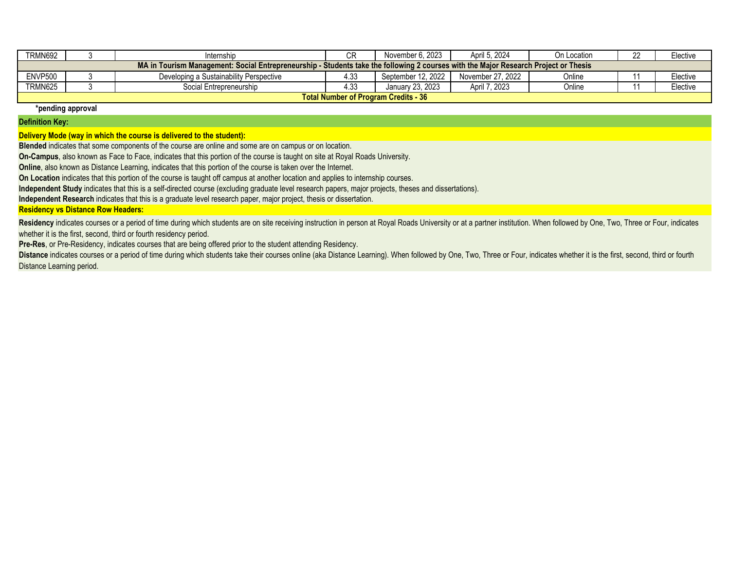| | | | | | | | | |
|---|---|---|---|---|---|---|---|---|
| TRMN692 | 3 | Internship | CR | November 6, 2023 | April 5, 2024 | On Location | 22 | Elective |
| **MA in Tourism Management: Social Entrepreneurship - Students take the following 2 courses with the Major Research Project or Thesis** | | | | | | | | |
| ENVP500 | 3 | Developing a Sustainability Perspective | 4.33 | September 12, 2022 | November 27, 2022 | Online | 11 | Elective |
| TRMN625 | 3 | Social Entrepreneurship | 4.33 | January 23, 2023 | April 7, 2023 | Online | 11 | Elective |
| **Total Number of Program Credits - 36** | | | | | | | | |

***pending approval**

**Definition Key:**

**Delivery Mode (way in which the course is delivered to the student):**

**Blended** indicates that some components of the course are online and some are on campus or on location.

**On-Campus**, also known as Face to Face, indicates that this portion of the course is taught on site at Royal Roads University.

**Online**, also known as Distance Learning, indicates that this portion of the course is taken over the Internet.

**On Location** indicates that this portion of the course is taught off campus at another location and applies to internship courses.

**Independent Study** indicates that this is a self-directed course (excluding graduate level research papers, major projects, theses and dissertations).

**Independent Research** indicates that this is a graduate level research paper, major project, thesis or dissertation.

**Residency vs Distance Row Headers:**

**Residency** indicates courses or a period of time during which students are on site receiving instruction in person at Royal Roads University or at a partner institution. When followed by One, Two, Three or Four, indicates whether it is the first, second, third or fourth residency period.

**Pre-Res**, or Pre-Residency, indicates courses that are being offered prior to the student attending Residency.

**Distance** indicates courses or a period of time during which students take their courses online (aka Distance Learning). When followed by One, Two, Three or Four, indicates whether it is the first, second, third or fourth Distance Learning period.